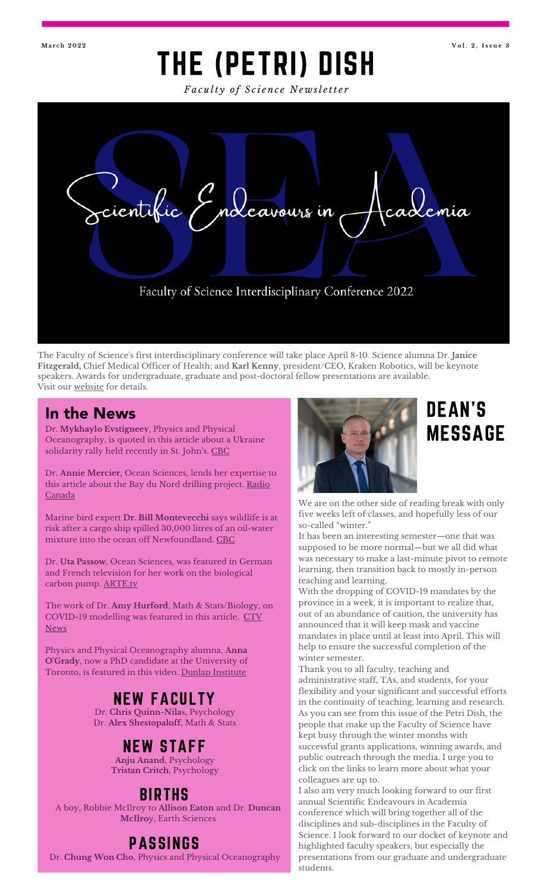March 2022 | Vol. 2, Issue 3

# THE (PETRI) DISH

*Faculty of Science Newsletter*

Scientific Endeavours in Academia

Faculty of Science Interdisciplinary Conference 2022

The Faculty of Science's first interdisciplinary conference will take place April 8-10. Science alumna Dr. **Janice Fitzgerald**, Chief Medical Officer of Health; and **Karl Kenny**, president/CEO, Kraken Robotics, will be keynote speakers. Awards for undergraduate, graduate and post-doctoral fellow presentations are available. Visit our website for details.

## In the News

Dr. **Mykhaylo Evstigneev**, Physics and Physical Oceanography, is quoted in this article about a Ukraine solidarity rally held recently in St. John's. CBC

Dr. **Annie Mercier**, Ocean Sciences, lends her expertise to this article about the Bay du Nord drilling project. Radio Canada

Marine bird expert **Dr. Bill Montevecchi** says wildlife is at risk after a cargo ship spilled 30,000 litres of an oil-water mixture into the ocean off Newfoundland. CBC

Dr. **Uta Passow**, Ocean Sciences, was featured in German and French television for her work on the biological carbon pump. ARTE.tv

The work of Dr. **Amy Hurford**, Math & Stats/Biology, on COVID-19 modelling was featured in this article. CTV News

Physics and Physical Oceanography alumna, **Anna O'Grady**, now a PhD candidate at the University of Toronto, is featured in this video. Dunlap Institute

## NEW FACULTY

Dr. **Chris Quinn-Nilas**, Psychology
Dr. **Alex Shestopaloff**, Math & Stats

## NEW STAFF

**Anju Anand**, Psychology
**Tristan Critch**, Psychology

## BIRTHS

A boy, Robbie McIlroy to **Allison Eaton** and Dr. **Duncan McIlroy**, Earth Sciences

## PASSINGS

Dr. **Chung Won Cho**, Physics and Physical Oceanography

## DEAN'S MESSAGE

We are on the other side of reading break with only five weeks left of classes, and hopefully less of our so-called "winter."

It has been an interesting semester—one that was supposed to be more normal—but we all did what was necessary to make a last-minute pivot to remote learning, then transition back to mostly in-person teaching and learning.

With the dropping of COVID-19 mandates by the province in a week, it is important to realize that, out of an abundance of caution, the university has announced that it will keep mask and vaccine mandates in place until at least into April. This will help to ensure the successful completion of the winter semester.

Thank you to all faculty, teaching and administrative staff, TAs, and students, for your flexibility and your significant and successful efforts in the continuity of teaching, learning and research. As you can see from this issue of the Petri Dish, the people that make up the Faculty of Science have kept busy through the winter months with successful grants applications, winning awards, and public outreach through the media. I urge you to click on the links to learn more about what your colleagues are up to.

I also am very much looking forward to our first annual Scientific Endeavours in Academia conference which will bring together all of the disciplines and sub-disciplines in the Faculty of Science. I look forward to our docket of keynote and highlighted faculty speakers, but especially the presentations from our graduate and undergraduate students.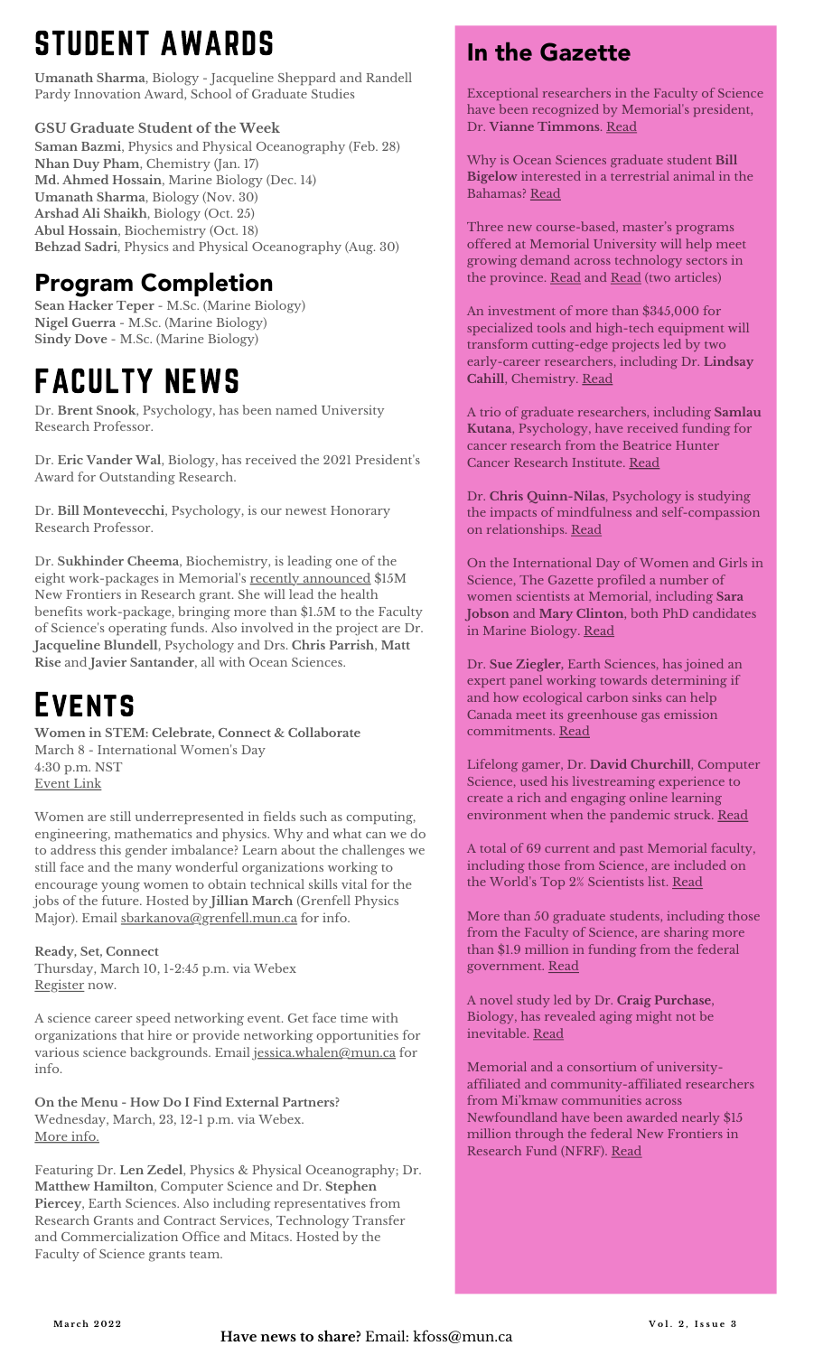# STUDENT AWARDS

**Umanath Sharma**, Biology - Jacqueline Sheppard and Randell Pardy Innovation Award, School of Graduate Studies

**GSU Graduate Student of the Week**
**Saman Bazmi**, Physics and Physical Oceanography (Feb. 28)
**Nhan Duy Pham**, Chemistry (Jan. 17)
**Md. Ahmed Hossain**, Marine Biology (Dec. 14)
**Umanath Sharma**, Biology (Nov. 30)
**Arshad Ali Shaikh**, Biology (Oct. 25)
**Abul Hossain**, Biochemistry (Oct. 18)
**Behzad Sadri**, Physics and Physical Oceanography (Aug. 30)

## Program Completion

**Sean Hacker Teper** - M.Sc. (Marine Biology)
**Nigel Guerra** - M.Sc. (Marine Biology)
**Sindy Dove** - M.Sc. (Marine Biology)

# FACULTY NEWS

Dr. **Brent Snook**, Psychology, has been named University Research Professor.

Dr. **Eric Vander Wal**, Biology, has received the 2021 President's Award for Outstanding Research.

Dr. **Bill Montevecchi**, Psychology, is our newest Honorary Research Professor.

Dr. **Sukhinder Cheema**, Biochemistry, is leading one of the eight work-packages in Memorial's recently announced $15M New Frontiers in Research grant. She will lead the health benefits work-package, bringing more than $1.5M to the Faculty of Science's operating funds. Also involved in the project are Dr. **Jacqueline Blundell**, Psychology and Drs. **Chris Parrish**, **Matt Rise** and **Javier Santander**, all with Ocean Sciences.

# EVENTS

**Women in STEM: Celebrate, Connect & Collaborate**
March 8 - International Women's Day
4:30 p.m. NST
Event Link

Women are still underrepresented in fields such as computing, engineering, mathematics and physics. Why and what can we do to address this gender imbalance? Learn about the challenges we still face and the many wonderful organizations working to encourage young women to obtain technical skills vital for the jobs of the future. Hosted by **Jillian March** (Grenfell Physics Major). Email sbarkanova@grenfell.mun.ca for info.

**Ready, Set, Connect**
Thursday, March 10, 1-2:45 p.m. via Webex
Register now.

A science career speed networking event. Get face time with organizations that hire or provide networking opportunities for various science backgrounds. Email jessica.whalen@mun.ca for info.

**On the Menu - How Do I Find External Partners?**
Wednesday, March, 23, 12-1 p.m. via Webex.
More info.

Featuring Dr. **Len Zedel**, Physics & Physical Oceanography; Dr. **Matthew Hamilton**, Computer Science and Dr. **Stephen Piercey**, Earth Sciences. Also including representatives from Research Grants and Contract Services, Technology Transfer and Commercialization Office and Mitacs. Hosted by the Faculty of Science grants team.

## In the Gazette

Exceptional researchers in the Faculty of Science have been recognized by Memorial's president, Dr. **Vianne Timmons**. Read

Why is Ocean Sciences graduate student **Bill Bigelow** interested in a terrestrial animal in the Bahamas? Read

Three new course-based, master's programs offered at Memorial University will help meet growing demand across technology sectors in the province. Read and Read (two articles)

An investment of more than $345,000 for specialized tools and high-tech equipment will transform cutting-edge projects led by two early-career researchers, including Dr. **Lindsay Cahill**, Chemistry. Read

A trio of graduate researchers, including **Samlau Kutana**, Psychology, have received funding for cancer research from the Beatrice Hunter Cancer Research Institute. Read

Dr. **Chris Quinn-Nilas**, Psychology is studying the impacts of mindfulness and self-compassion on relationships. Read

On the International Day of Women and Girls in Science, The Gazette profiled a number of women scientists at Memorial, including **Sara Jobson** and **Mary Clinton**, both PhD candidates in Marine Biology. Read

Dr. **Sue Ziegler**, Earth Sciences, has joined an expert panel working towards determining if and how ecological carbon sinks can help Canada meet its greenhouse gas emission commitments. Read

Lifelong gamer, Dr. **David Churchill**, Computer Science, used his livestreaming experience to create a rich and engaging online learning environment when the pandemic struck. Read

A total of 69 current and past Memorial faculty, including those from Science, are included on the World's Top 2% Scientists list. Read

More than 50 graduate students, including those from the Faculty of Science, are sharing more than $1.9 million in funding from the federal government. Read

A novel study led by Dr. **Craig Purchase**, Biology, has revealed aging might not be inevitable. Read

Memorial and a consortium of university-affiliated and community-affiliated researchers from Mi'kmaw communities across Newfoundland have been awarded nearly $15 million through the federal New Frontiers in Research Fund (NFRF). Read

**Have news to share?** Email: kfoss@mun.ca